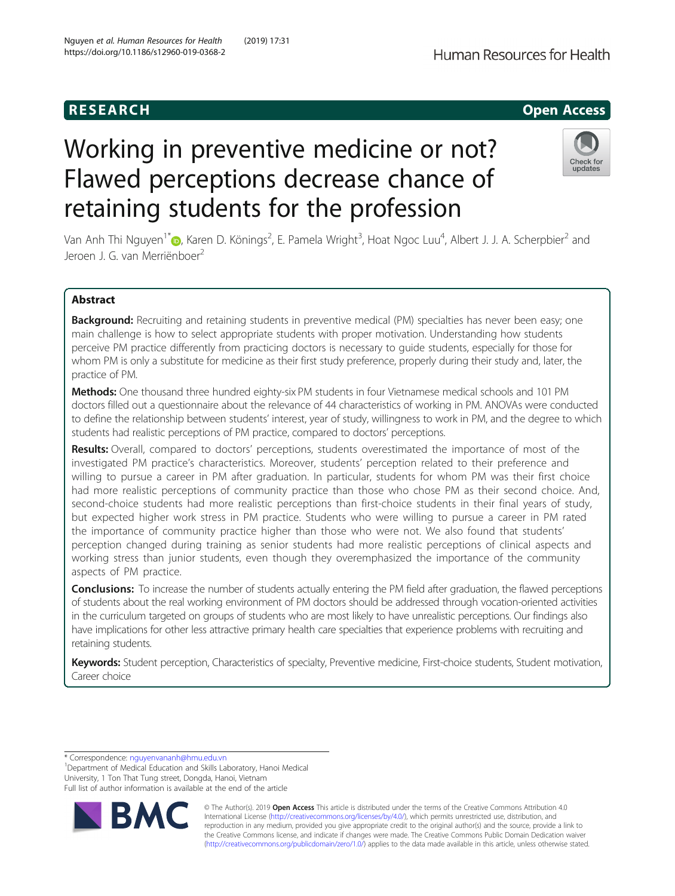RESEARCH

Open Access

# Working in preventive medicine or not? Flawed perceptions decrease chance of retaining students for the profession

Van Anh Thi Nguyen[1*], Karen D. Könings[2], E. Pamela Wright[3], Hoat Ngoc Luu[4], Albert J. J. A. Scherpbier[2] and Jeroen J. G. van Merriënboer[2]

## Abstract

**Background:** Recruiting and retaining students in preventive medical (PM) specialties has never been easy; one main challenge is how to select appropriate students with proper motivation. Understanding how students perceive PM practice differently from practicing doctors is necessary to guide students, especially for those for whom PM is only a substitute for medicine as their first study preference, properly during their study and, later, the practice of PM.

**Methods:** One thousand three hundred eighty-six PM students in four Vietnamese medical schools and 101 PM doctors filled out a questionnaire about the relevance of 44 characteristics of working in PM. ANOVAs were conducted to define the relationship between students' interest, year of study, willingness to work in PM, and the degree to which students had realistic perceptions of PM practice, compared to doctors' perceptions.

**Results:** Overall, compared to doctors' perceptions, students overestimated the importance of most of the investigated PM practice's characteristics. Moreover, students' perception related to their preference and willing to pursue a career in PM after graduation. In particular, students for whom PM was their first choice had more realistic perceptions of community practice than those who chose PM as their second choice. And, second-choice students had more realistic perceptions than first-choice students in their final years of study, but expected higher work stress in PM practice. Students who were willing to pursue a career in PM rated the importance of community practice higher than those who were not. We also found that students' perception changed during training as senior students had more realistic perceptions of clinical aspects and working stress than junior students, even though they overemphasized the importance of the community aspects of PM practice.

**Conclusions:** To increase the number of students actually entering the PM field after graduation, the flawed perceptions of students about the real working environment of PM doctors should be addressed through vocation-oriented activities in the curriculum targeted on groups of students who are most likely to have unrealistic perceptions. Our findings also have implications for other less attractive primary health care specialties that experience problems with recruiting and retaining students.

**Keywords:** Student perception, Characteristics of specialty, Preventive medicine, First-choice students, Student motivation, Career choice

\* Correspondence: nguyenvananh@hmu.edu.vn
[1]Department of Medical Education and Skills Laboratory, Hanoi Medical University, 1 Ton That Tung street, Dongda, Hanoi, Vietnam
Full list of author information is available at the end of the article

© The Author(s). 2019 **Open Access** This article is distributed under the terms of the Creative Commons Attribution 4.0 International License (http://creativecommons.org/licenses/by/4.0/), which permits unrestricted use, distribution, and reproduction in any medium, provided you give appropriate credit to the original author(s) and the source, provide a link to the Creative Commons license, and indicate if changes were made. The Creative Commons Public Domain Dedication waiver (http://creativecommons.org/publicdomain/zero/1.0/) applies to the data made available in this article, unless otherwise stated.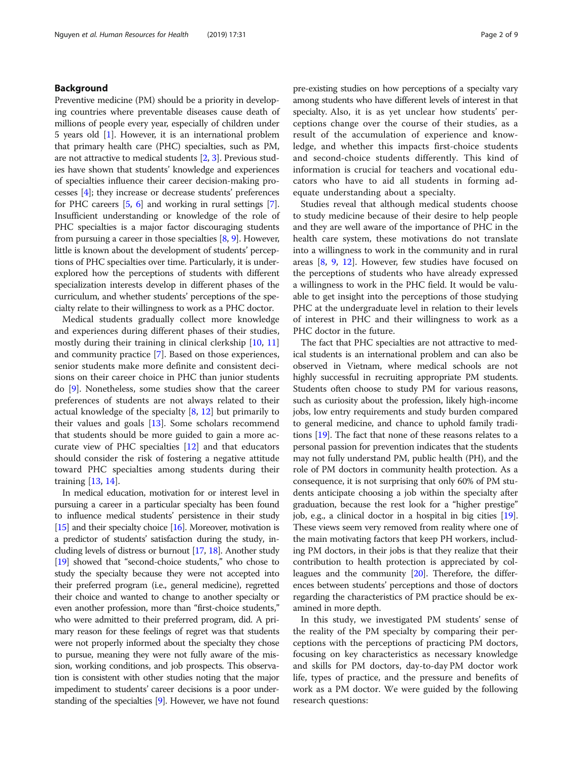## Background

Preventive medicine (PM) should be a priority in developing countries where preventable diseases cause death of millions of people every year, especially of children under 5 years old [1]. However, it is an international problem that primary health care (PHC) specialties, such as PM, are not attractive to medical students [2, 3]. Previous studies have shown that students' knowledge and experiences of specialties influence their career decision-making processes [4]; they increase or decrease students' preferences for PHC careers [5, 6] and working in rural settings [7]. Insufficient understanding or knowledge of the role of PHC specialties is a major factor discouraging students from pursuing a career in those specialties [8, 9]. However, little is known about the development of students' perceptions of PHC specialties over time. Particularly, it is underexplored how the perceptions of students with different specialization interests develop in different phases of the curriculum, and whether students' perceptions of the specialty relate to their willingness to work as a PHC doctor.

Medical students gradually collect more knowledge and experiences during different phases of their studies, mostly during their training in clinical clerkship [10, 11] and community practice [7]. Based on those experiences, senior students make more definite and consistent decisions on their career choice in PHC than junior students do [9]. Nonetheless, some studies show that the career preferences of students are not always related to their actual knowledge of the specialty [8, 12] but primarily to their values and goals [13]. Some scholars recommend that students should be more guided to gain a more accurate view of PHC specialties [12] and that educators should consider the risk of fostering a negative attitude toward PHC specialties among students during their training [13, 14].

In medical education, motivation for or interest level in pursuing a career in a particular specialty has been found to influence medical students' persistence in their study [15] and their specialty choice [16]. Moreover, motivation is a predictor of students' satisfaction during the study, including levels of distress or burnout [17, 18]. Another study [19] showed that "second-choice students," who chose to study the specialty because they were not accepted into their preferred program (i.e., general medicine), regretted their choice and wanted to change to another specialty or even another profession, more than "first-choice students," who were admitted to their preferred program, did. A primary reason for these feelings of regret was that students were not properly informed about the specialty they chose to pursue, meaning they were not fully aware of the mission, working conditions, and job prospects. This observation is consistent with other studies noting that the major impediment to students' career decisions is a poor understanding of the specialties [9]. However, we have not found pre-existing studies on how perceptions of a specialty vary among students who have different levels of interest in that specialty. Also, it is as yet unclear how students' perceptions change over the course of their studies, as a result of the accumulation of experience and knowledge, and whether this impacts first-choice students and second-choice students differently. This kind of information is crucial for teachers and vocational educators who have to aid all students in forming adequate understanding about a specialty.

Studies reveal that although medical students choose to study medicine because of their desire to help people and they are well aware of the importance of PHC in the health care system, these motivations do not translate into a willingness to work in the community and in rural areas [8, 9, 12]. However, few studies have focused on the perceptions of students who have already expressed a willingness to work in the PHC field. It would be valuable to get insight into the perceptions of those studying PHC at the undergraduate level in relation to their levels of interest in PHC and their willingness to work as a PHC doctor in the future.

The fact that PHC specialties are not attractive to medical students is an international problem and can also be observed in Vietnam, where medical schools are not highly successful in recruiting appropriate PM students. Students often choose to study PM for various reasons, such as curiosity about the profession, likely high-income jobs, low entry requirements and study burden compared to general medicine, and chance to uphold family traditions [19]. The fact that none of these reasons relates to a personal passion for prevention indicates that the students may not fully understand PM, public health (PH), and the role of PM doctors in community health protection. As a consequence, it is not surprising that only 60% of PM students anticipate choosing a job within the specialty after graduation, because the rest look for a "higher prestige" job, e.g., a clinical doctor in a hospital in big cities [19]. These views seem very removed from reality where one of the main motivating factors that keep PH workers, including PM doctors, in their jobs is that they realize that their contribution to health protection is appreciated by colleagues and the community [20]. Therefore, the differences between students' perceptions and those of doctors regarding the characteristics of PM practice should be examined in more depth.

In this study, we investigated PM students' sense of the reality of the PM specialty by comparing their perceptions with the perceptions of practicing PM doctors, focusing on key characteristics as necessary knowledge and skills for PM doctors, day-to-day PM doctor work life, types of practice, and the pressure and benefits of work as a PM doctor. We were guided by the following research questions: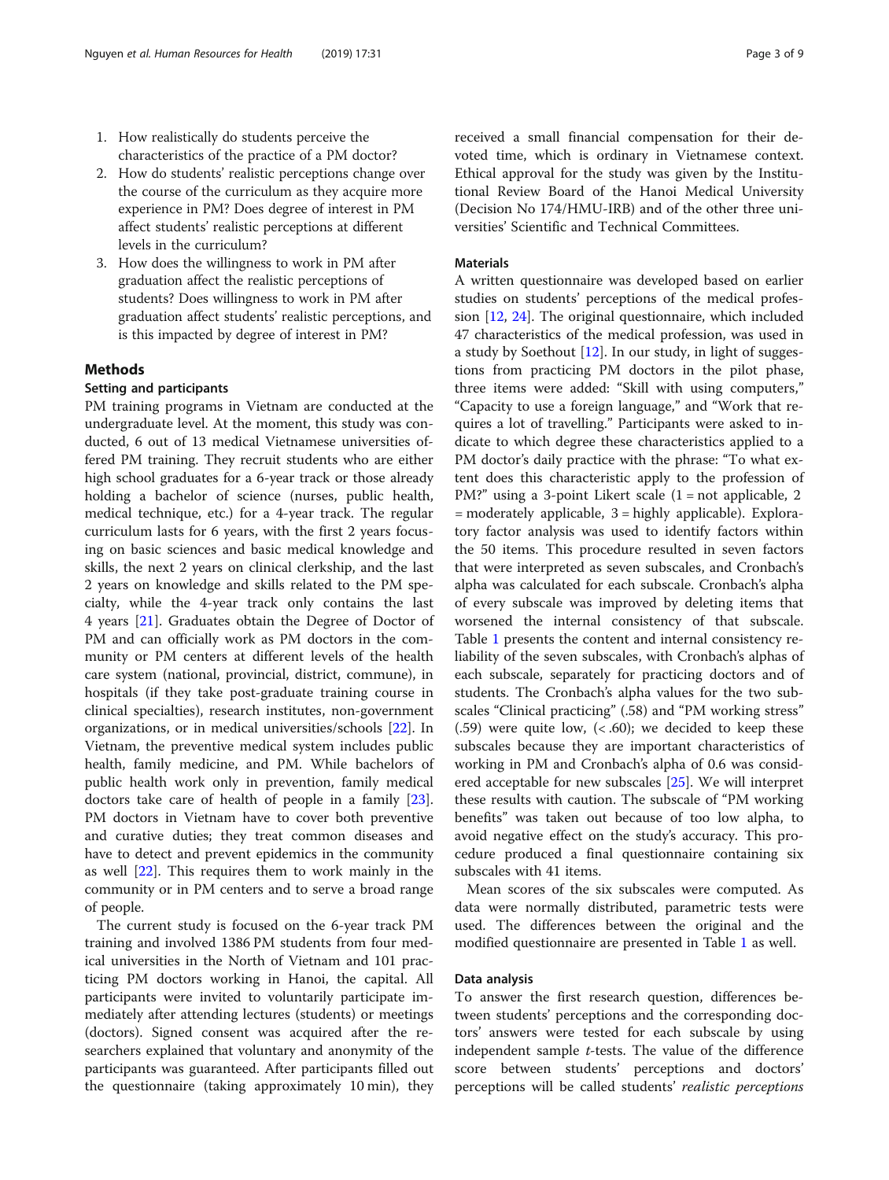1. How realistically do students perceive the characteristics of the practice of a PM doctor?
2. How do students' realistic perceptions change over the course of the curriculum as they acquire more experience in PM? Does degree of interest in PM affect students' realistic perceptions at different levels in the curriculum?
3. How does the willingness to work in PM after graduation affect the realistic perceptions of students? Does willingness to work in PM after graduation affect students' realistic perceptions, and is this impacted by degree of interest in PM?

## Methods

### Setting and participants

PM training programs in Vietnam are conducted at the undergraduate level. At the moment, this study was conducted, 6 out of 13 medical Vietnamese universities offered PM training. They recruit students who are either high school graduates for a 6-year track or those already holding a bachelor of science (nurses, public health, medical technique, etc.) for a 4-year track. The regular curriculum lasts for 6 years, with the first 2 years focusing on basic sciences and basic medical knowledge and skills, the next 2 years on clinical clerkship, and the last 2 years on knowledge and skills related to the PM specialty, while the 4-year track only contains the last 4 years [21]. Graduates obtain the Degree of Doctor of PM and can officially work as PM doctors in the community or PM centers at different levels of the health care system (national, provincial, district, commune), in hospitals (if they take post-graduate training course in clinical specialties), research institutes, non-government organizations, or in medical universities/schools [22]. In Vietnam, the preventive medical system includes public health, family medicine, and PM. While bachelors of public health work only in prevention, family medical doctors take care of health of people in a family [23]. PM doctors in Vietnam have to cover both preventive and curative duties; they treat common diseases and have to detect and prevent epidemics in the community as well [22]. This requires them to work mainly in the community or in PM centers and to serve a broad range of people.

The current study is focused on the 6-year track PM training and involved 1386 PM students from four medical universities in the North of Vietnam and 101 practicing PM doctors working in Hanoi, the capital. All participants were invited to voluntarily participate immediately after attending lectures (students) or meetings (doctors). Signed consent was acquired after the researchers explained that voluntary and anonymity of the participants was guaranteed. After participants filled out the questionnaire (taking approximately 10 min), they received a small financial compensation for their devoted time, which is ordinary in Vietnamese context. Ethical approval for the study was given by the Institutional Review Board of the Hanoi Medical University (Decision No 174/HMU-IRB) and of the other three universities' Scientific and Technical Committees.

### Materials

A written questionnaire was developed based on earlier studies on students' perceptions of the medical profession [12, 24]. The original questionnaire, which included 47 characteristics of the medical profession, was used in a study by Soethout [12]. In our study, in light of suggestions from practicing PM doctors in the pilot phase, three items were added: "Skill with using computers," "Capacity to use a foreign language," and "Work that requires a lot of travelling." Participants were asked to indicate to which degree these characteristics applied to a PM doctor's daily practice with the phrase: "To what extent does this characteristic apply to the profession of PM?" using a 3-point Likert scale (1 = not applicable, 2 = moderately applicable, 3 = highly applicable). Exploratory factor analysis was used to identify factors within the 50 items. This procedure resulted in seven factors that were interpreted as seven subscales, and Cronbach's alpha was calculated for each subscale. Cronbach's alpha of every subscale was improved by deleting items that worsened the internal consistency of that subscale. Table 1 presents the content and internal consistency reliability of the seven subscales, with Cronbach's alphas of each subscale, separately for practicing doctors and of students. The Cronbach's alpha values for the two subscales "Clinical practicing" (.58) and "PM working stress" (.59) were quite low, (< .60); we decided to keep these subscales because they are important characteristics of working in PM and Cronbach's alpha of 0.6 was considered acceptable for new subscales [25]. We will interpret these results with caution. The subscale of "PM working benefits" was taken out because of too low alpha, to avoid negative effect on the study's accuracy. This procedure produced a final questionnaire containing six subscales with 41 items.

Mean scores of the six subscales were computed. As data were normally distributed, parametric tests were used. The differences between the original and the modified questionnaire are presented in Table 1 as well.

### Data analysis

To answer the first research question, differences between students' perceptions and the corresponding doctors' answers were tested for each subscale by using independent sample *t*-tests. The value of the difference score between students' perceptions and doctors' perceptions will be called students' *realistic perceptions*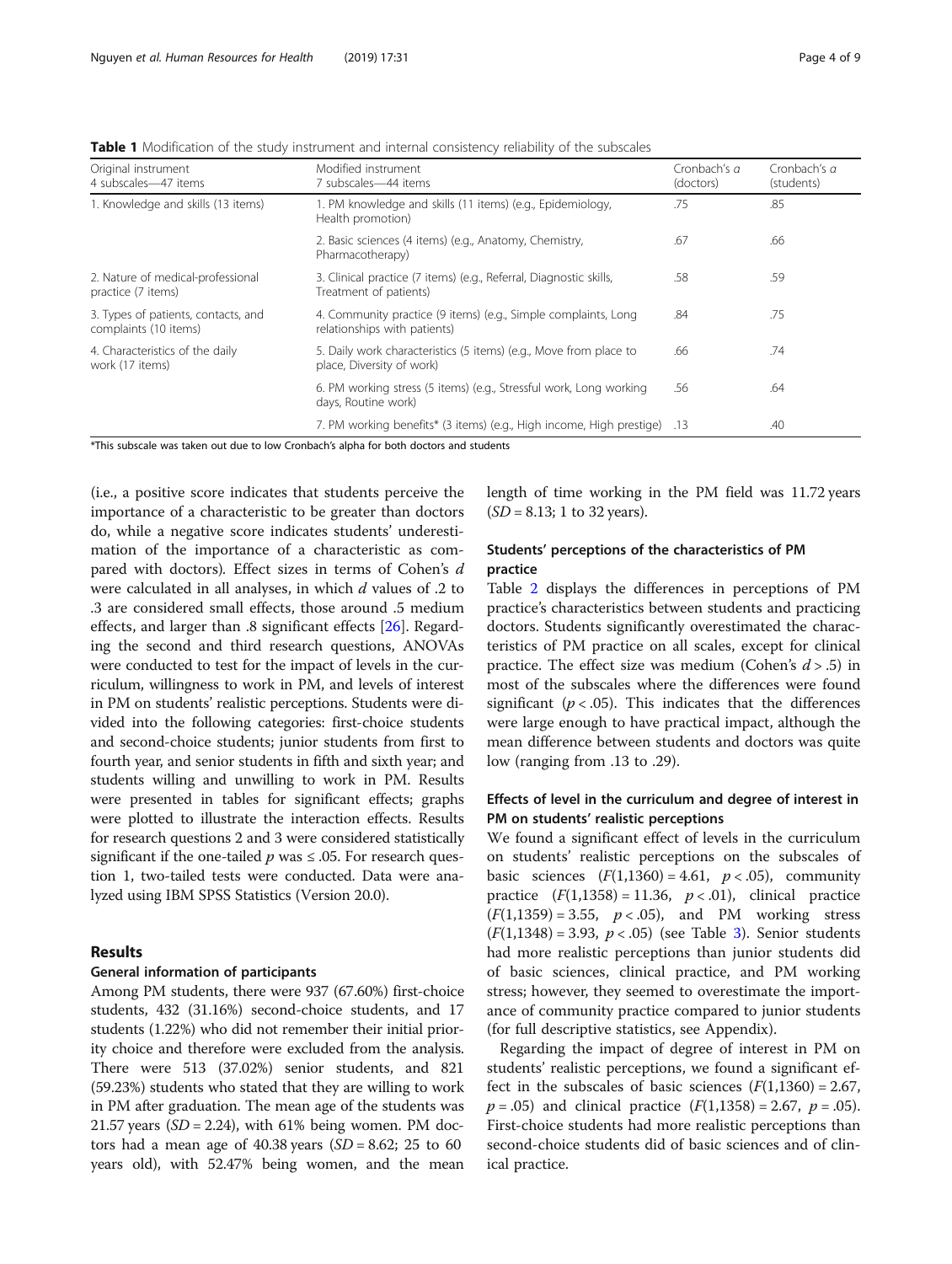**Table 1** Modification of the study instrument and internal consistency reliability of the subscales

| Original instrument 4 subscales—47 items | Modified instrument 7 subscales—44 items | Cronbach's $\alpha$ (doctors) | Cronbach's $\alpha$ (students) |
|---|---|---|---|
| 1. Knowledge and skills (13 items) | 1. PM knowledge and skills (11 items) (e.g., Epidemiology, Health promotion) | .75 | .85 |
| | 2. Basic sciences (4 items) (e.g., Anatomy, Chemistry, Pharmacotherapy) | .67 | .66 |
| 2. Nature of medical-professional practice (7 items) | 3. Clinical practice (7 items) (e.g., Referral, Diagnostic skills, Treatment of patients) | .58 | .59 |
| 3. Types of patients, contacts, and complaints (10 items) | 4. Community practice (9 items) (e.g., Simple complaints, Long relationships with patients) | .84 | .75 |
| 4. Characteristics of the daily work (17 items) | 5. Daily work characteristics (5 items) (e.g., Move from place to place, Diversity of work) | .66 | .74 |
| | 6. PM working stress (5 items) (e.g., Stressful work, Long working days, Routine work) | .56 | .64 |
| | 7. PM working benefits* (3 items) (e.g., High income, High prestige) | .13 | .40 |

*This subscale was taken out due to low Cronbach's alpha for both doctors and students

(i.e., a positive score indicates that students perceive the importance of a characteristic to be greater than doctors do, while a negative score indicates students' underestimation of the importance of a characteristic as compared with doctors). Effect sizes in terms of Cohen's $d$ were calculated in all analyses, in which $d$ values of .2 to .3 are considered small effects, those around .5 medium effects, and larger than .8 significant effects [26]. Regarding the second and third research questions, ANOVAs were conducted to test for the impact of levels in the curriculum, willingness to work in PM, and levels of interest in PM on students' realistic perceptions. Students were divided into the following categories: first-choice students and second-choice students; junior students from first to fourth year, and senior students in fifth and sixth year; and students willing and unwilling to work in PM. Results were presented in tables for significant effects; graphs were plotted to illustrate the interaction effects. Results for research questions 2 and 3 were considered statistically significant if the one-tailed $p$ was ≤ .05. For research question 1, two-tailed tests were conducted. Data were analyzed using IBM SPSS Statistics (Version 20.0).

## Results

### General information of participants

Among PM students, there were 937 (67.60%) first-choice students, 432 (31.16%) second-choice students, and 17 students (1.22%) who did not remember their initial priority choice and therefore were excluded from the analysis. There were 513 (37.02%) senior students, and 821 (59.23%) students who stated that they are willing to work in PM after graduation. The mean age of the students was 21.57 years ($SD$ = 2.24), with 61% being women. PM doctors had a mean age of 40.38 years ($SD$ = 8.62; 25 to 60 years old), with 52.47% being women, and the mean length of time working in the PM field was 11.72 years ($SD$ = 8.13; 1 to 32 years).

### Students' perceptions of the characteristics of PM practice

Table 2 displays the differences in perceptions of PM practice's characteristics between students and practicing doctors. Students significantly overestimated the characteristics of PM practice on all scales, except for clinical practice. The effect size was medium (Cohen's $d > .5$) in most of the subscales where the differences were found significant ($p < .05$). This indicates that the differences were large enough to have practical impact, although the mean difference between students and doctors was quite low (ranging from .13 to .29).

### Effects of level in the curriculum and degree of interest in PM on students' realistic perceptions

We found a significant effect of levels in the curriculum on students' realistic perceptions on the subscales of basic sciences ($F(1,1360) = 4.61$, $p < .05$), community practice ($F(1,1358) = 11.36$, $p < .01$), clinical practice ($F(1,1359) = 3.55$, $p < .05$), and PM working stress ($F(1,1348) = 3.93$, $p < .05$) (see Table 3). Senior students had more realistic perceptions than junior students did of basic sciences, clinical practice, and PM working stress; however, they seemed to overestimate the importance of community practice compared to junior students (for full descriptive statistics, see Appendix).

Regarding the impact of degree of interest in PM on students' realistic perceptions, we found a significant effect in the subscales of basic sciences ($F(1,1360) = 2.67$, $p = .05$) and clinical practice ($F(1,1358) = 2.67$, $p = .05$). First-choice students had more realistic perceptions than second-choice students did of basic sciences and of clinical practice.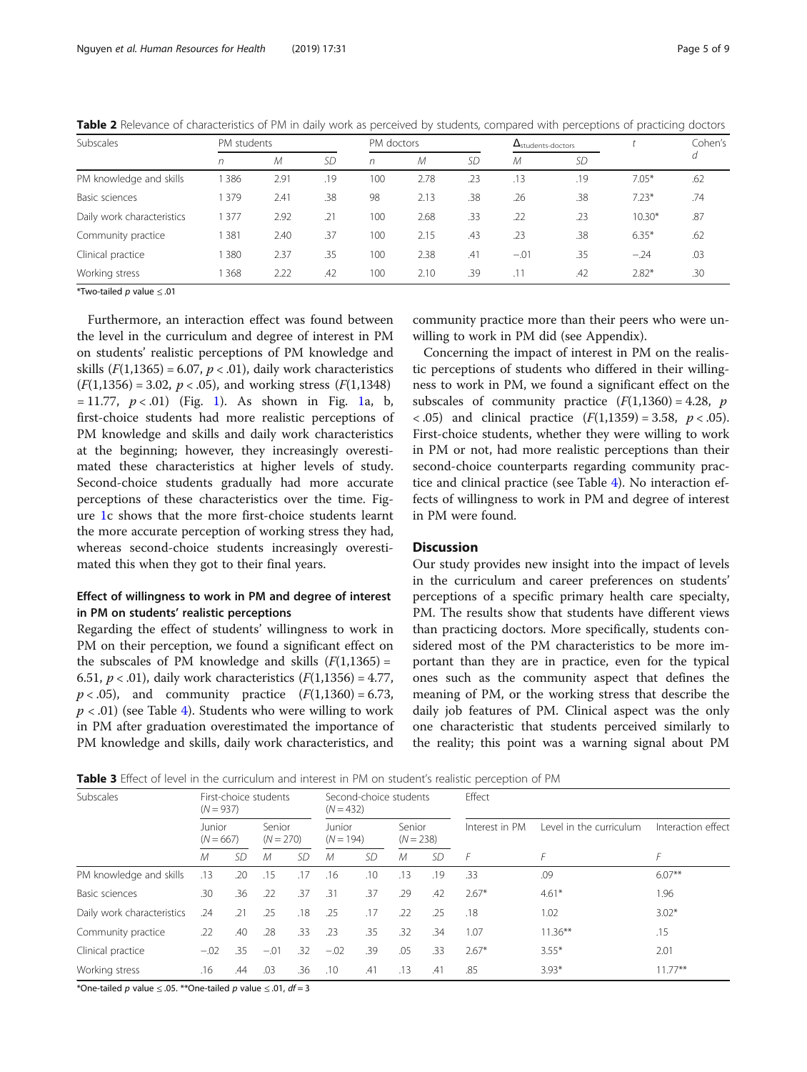**Table 2** Relevance of characteristics of PM in daily work as perceived by students, compared with perceptions of practicing doctors

| Subscales | PM students | | | PM doctors | | | $\Delta_{\text{students-doctors}}$ | | $t$ | Cohen's $d$ |
|---|---|---|---|---|---|---|---|---|---|---|
| | $n$ | $M$ | $SD$ | $n$ | $M$ | $SD$ | $M$ | $SD$ | | |
| PM knowledge and skills | 1 386 | 2.91 | .19 | 100 | 2.78 | .23 | .13 | .19 | 7.05* | .62 |
| Basic sciences | 1 379 | 2.41 | .38 | 98 | 2.13 | .38 | .26 | .38 | 7.23* | .74 |
| Daily work characteristics | 1 377 | 2.92 | .21 | 100 | 2.68 | .33 | .22 | .23 | 10.30* | .87 |
| Community practice | 1 381 | 2.40 | .37 | 100 | 2.15 | .43 | .23 | .38 | 6.35* | .62 |
| Clinical practice | 1 380 | 2.37 | .35 | 100 | 2.38 | .41 | −.01 | .35 | −.24 | .03 |
| Working stress | 1 368 | 2.22 | .42 | 100 | 2.10 | .39 | .11 | .42 | 2.82* | .30 |

*Two-tailed $p$ value ≤ .01

Furthermore, an interaction effect was found between the level in the curriculum and degree of interest in PM on students' realistic perceptions of PM knowledge and skills ($F(1,1365) = 6.07$, $p < .01$), daily work characteristics ($F(1,1356) = 3.02$, $p < .05$), and working stress ($F(1,1348) = 11.77$, $p < .01$) (Fig. 1). As shown in Fig. 1a, b, first-choice students had more realistic perceptions of PM knowledge and skills and daily work characteristics at the beginning; however, they increasingly overestimated these characteristics at higher levels of study. Second-choice students gradually had more accurate perceptions of these characteristics over the time. Figure 1c shows that the more first-choice students learnt the more accurate perception of working stress they had, whereas second-choice students increasingly overestimated this when they got to their final years.

### Effect of willingness to work in PM and degree of interest in PM on students' realistic perceptions

Regarding the effect of students' willingness to work in PM on their perception, we found a significant effect on the subscales of PM knowledge and skills ($F(1,1365) = 6.51$, $p < .01$), daily work characteristics ($F(1,1356) = 4.77$, $p < .05$), and community practice ($F(1,1360) = 6.73$, $p < .01$) (see Table 4). Students who were willing to work in PM after graduation overestimated the importance of PM knowledge and skills, daily work characteristics, and community practice more than their peers who were unwilling to work in PM did (see Appendix).

Concerning the impact of interest in PM on the realistic perceptions of students who differed in their willingness to work in PM, we found a significant effect on the subscales of community practice ($F(1,1360) = 4.28$, $p < .05$) and clinical practice ($F(1,1359) = 3.58$, $p < .05$). First-choice students, whether they were willing to work in PM or not, had more realistic perceptions than their second-choice counterparts regarding community practice and clinical practice (see Table 4). No interaction effects of willingness to work in PM and degree of interest in PM were found.

## Discussion

Our study provides new insight into the impact of levels in the curriculum and career preferences on students' perceptions of a specific primary health care specialty, PM. The results show that students have different views than practicing doctors. More specifically, students considered most of the PM characteristics to be more important than they are in practice, even for the typical ones such as the community aspect that defines the meaning of PM, or the working stress that describe the daily job features of PM. Clinical aspect was the only one characteristic that students perceived similarly to the reality; this point was a warning signal about PM

**Table 3** Effect of level in the curriculum and interest in PM on student's realistic perception of PM

| Subscales | First-choice students ($N = 937$) | | | | Second-choice students ($N = 432$) | | | | Effect | | |
|---|---|---|---|---|---|---|---|---|---|---|---|
| | Junior ($N = 667$) | | Senior ($N = 270$) | | Junior ($N = 194$) | | Senior ($N = 238$) | | Interest in PM | Level in the curriculum | Interaction effect |
| | $M$ | $SD$ | $M$ | $SD$ | $M$ | $SD$ | $M$ | $SD$ | $F$ | $F$ | $F$ |
| PM knowledge and skills | .13 | .20 | .15 | .17 | .16 | .10 | .13 | .19 | .33 | .09 | 6.07** |
| Basic sciences | .30 | .36 | .22 | .37 | .31 | .37 | .29 | .42 | 2.67* | 4.61* | 1.96 |
| Daily work characteristics | .24 | .21 | .25 | .18 | .25 | .17 | .22 | .25 | .18 | 1.02 | 3.02* |
| Community practice | .22 | .40 | .28 | .33 | .23 | .35 | .32 | .34 | 1.07 | 11.36** | .15 |
| Clinical practice | −.02 | .35 | −.01 | .32 | −.02 | .39 | .05 | .33 | 2.67* | 3.55* | 2.01 |
| Working stress | .16 | .44 | .03 | .36 | .10 | .41 | .13 | .41 | .85 | 3.93* | 11.77** |

*One-tailed $p$ value ≤ .05. **One-tailed $p$ value ≤ .01, $df = 3$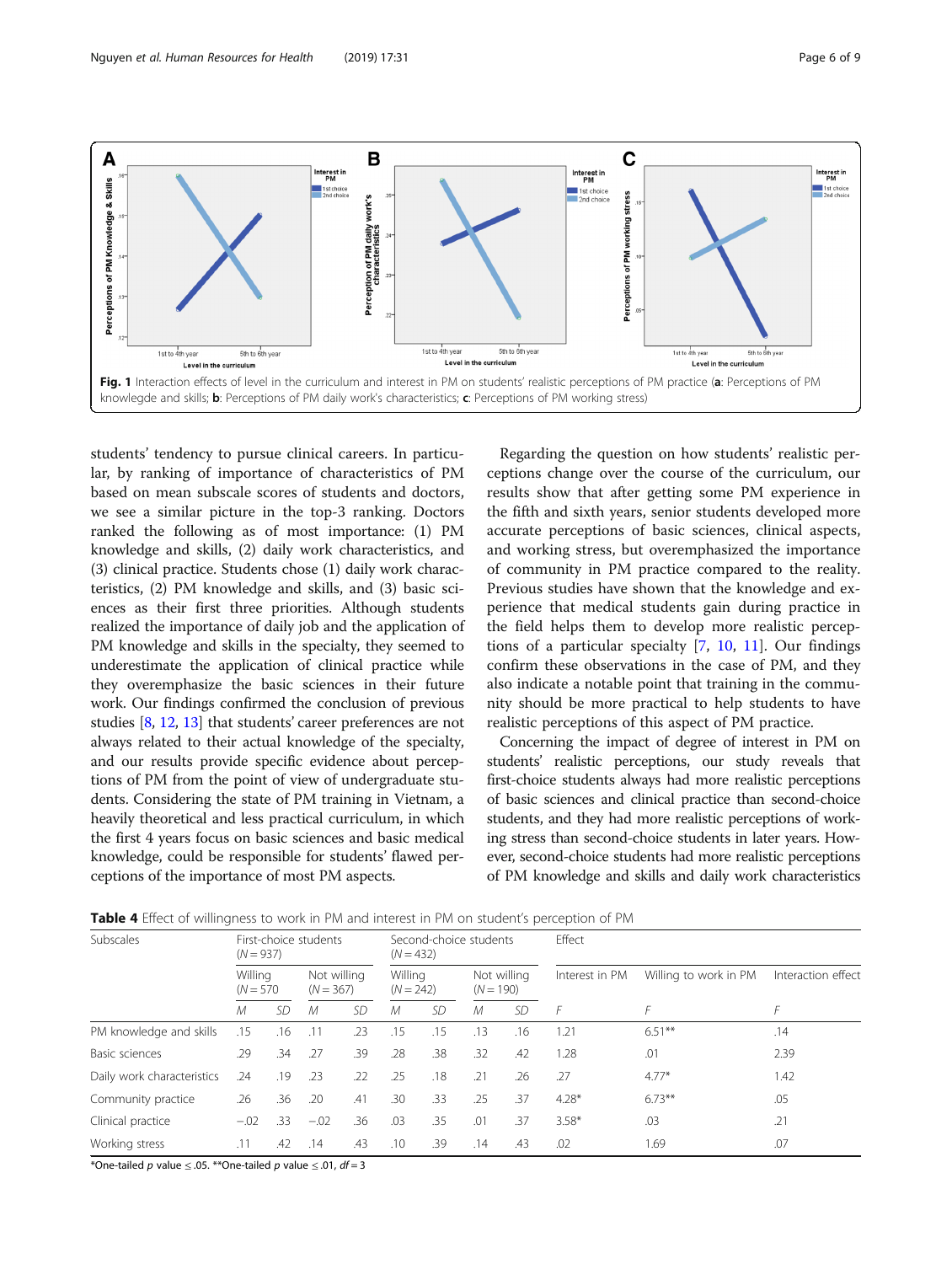Fig. 1 Interaction effects of level in the curriculum and interest in PM on students' realistic perceptions of PM practice (**a**: Perceptions of PM knowlegde and skills; **b**: Perceptions of PM daily work's characteristics; **c**: Perceptions of PM working stress)

students' tendency to pursue clinical careers. In particular, by ranking of importance of characteristics of PM based on mean subscale scores of students and doctors, we see a similar picture in the top-3 ranking. Doctors ranked the following as of most importance: (1) PM knowledge and skills, (2) daily work characteristics, and (3) clinical practice. Students chose (1) daily work characteristics, (2) PM knowledge and skills, and (3) basic sciences as their first three priorities. Although students realized the importance of daily job and the application of PM knowledge and skills in the specialty, they seemed to underestimate the application of clinical practice while they overemphasize the basic sciences in their future work. Our findings confirmed the conclusion of previous studies [8, 12, 13] that students' career preferences are not always related to their actual knowledge of the specialty, and our results provide specific evidence about perceptions of PM from the point of view of undergraduate students. Considering the state of PM training in Vietnam, a heavily theoretical and less practical curriculum, in which the first 4 years focus on basic sciences and basic medical knowledge, could be responsible for students' flawed perceptions of the importance of most PM aspects.

Regarding the question on how students' realistic perceptions change over the course of the curriculum, our results show that after getting some PM experience in the fifth and sixth years, senior students developed more accurate perceptions of basic sciences, clinical aspects, and working stress, but overemphasized the importance of community in PM practice compared to the reality. Previous studies have shown that the knowledge and experience that medical students gain during practice in the field helps them to develop more realistic perceptions of a particular specialty [7, 10, 11]. Our findings confirm these observations in the case of PM, and they also indicate a notable point that training in the community should be more practical to help students to have realistic perceptions of this aspect of PM practice.

Concerning the impact of degree of interest in PM on students' realistic perceptions, our study reveals that first-choice students always had more realistic perceptions of basic sciences and clinical practice than second-choice students, and they had more realistic perceptions of working stress than second-choice students in later years. However, second-choice students had more realistic perceptions of PM knowledge and skills and daily work characteristics

**Table 4** Effect of willingness to work in PM and interest in PM on student's perception of PM

| Subscales | First-choice students ($N = 937$) | | | | Second-choice students ($N = 432$) | | | | Effect | | |
|---|---|---|---|---|---|---|---|---|---|---|---|
| | Willing ($N = 570$) | | Not willing ($N = 367$) | | Willing ($N = 242$) | | Not willing ($N = 190$) | | Interest in PM | Willing to work in PM | Interaction effect |
| | *M* | *SD* | *M* | *SD* | *M* | *SD* | *M* | *SD* | *F* | *F* | *F* |
| PM knowledge and skills | .15 | .16 | .11 | .23 | .15 | .15 | .13 | .16 | 1.21 | 6.51** | .14 |
| Basic sciences | .29 | .34 | .27 | .39 | .28 | .38 | .32 | .42 | 1.28 | .01 | 2.39 |
| Daily work characteristics | .24 | .19 | .23 | .22 | .25 | .18 | .21 | .26 | .27 | 4.77* | 1.42 |
| Community practice | .26 | .36 | .20 | .41 | .30 | .33 | .25 | .37 | 4.28* | 6.73** | .05 |
| Clinical practice | −.02 | .33 | −.02 | .36 | .03 | .35 | .01 | .37 | 3.58* | .03 | .21 |
| Working stress | .11 | .42 | .14 | .43 | .10 | .39 | .14 | .43 | .02 | 1.69 | .07 |

*One-tailed *p* value ≤ .05. **One-tailed *p* value ≤ .01, *df* = 3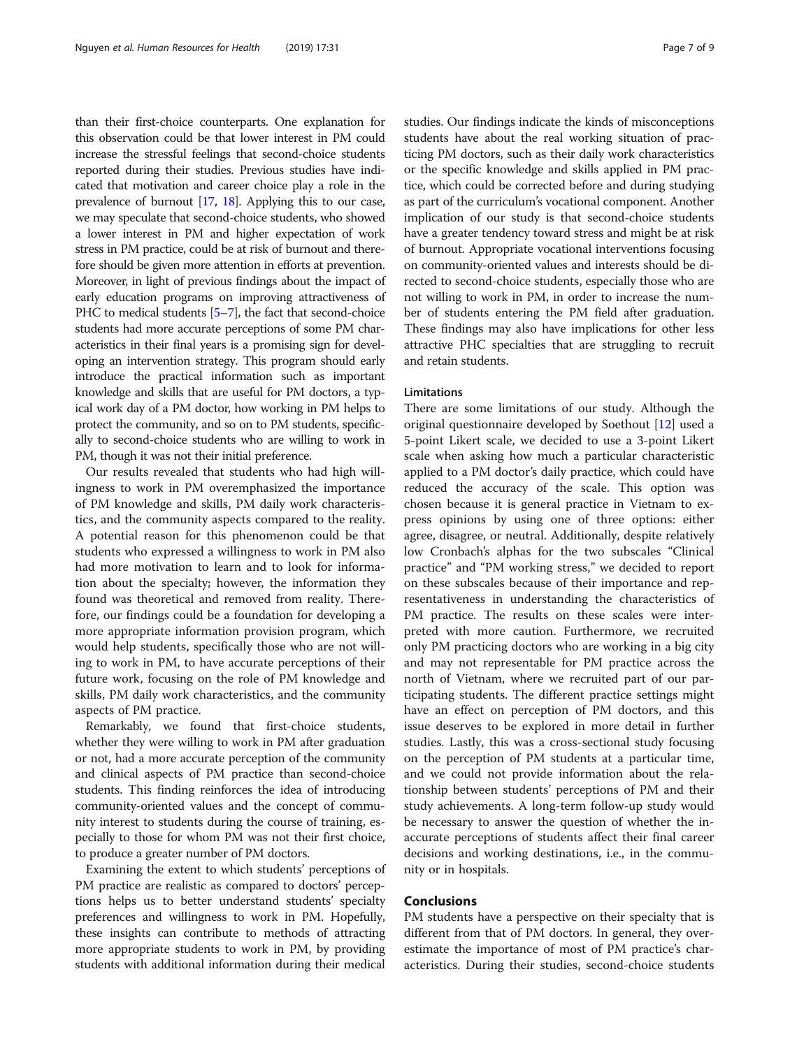than their first-choice counterparts. One explanation for this observation could be that lower interest in PM could increase the stressful feelings that second-choice students reported during their studies. Previous studies have indicated that motivation and career choice play a role in the prevalence of burnout [17, 18]. Applying this to our case, we may speculate that second-choice students, who showed a lower interest in PM and higher expectation of work stress in PM practice, could be at risk of burnout and therefore should be given more attention in efforts at prevention. Moreover, in light of previous findings about the impact of early education programs on improving attractiveness of PHC to medical students [5–7], the fact that second-choice students had more accurate perceptions of some PM characteristics in their final years is a promising sign for developing an intervention strategy. This program should early introduce the practical information such as important knowledge and skills that are useful for PM doctors, a typical work day of a PM doctor, how working in PM helps to protect the community, and so on to PM students, specifically to second-choice students who are willing to work in PM, though it was not their initial preference.

Our results revealed that students who had high willingness to work in PM overemphasized the importance of PM knowledge and skills, PM daily work characteristics, and the community aspects compared to the reality. A potential reason for this phenomenon could be that students who expressed a willingness to work in PM also had more motivation to learn and to look for information about the specialty; however, the information they found was theoretical and removed from reality. Therefore, our findings could be a foundation for developing a more appropriate information provision program, which would help students, specifically those who are not willing to work in PM, to have accurate perceptions of their future work, focusing on the role of PM knowledge and skills, PM daily work characteristics, and the community aspects of PM practice.

Remarkably, we found that first-choice students, whether they were willing to work in PM after graduation or not, had a more accurate perception of the community and clinical aspects of PM practice than second-choice students. This finding reinforces the idea of introducing community-oriented values and the concept of community interest to students during the course of training, especially to those for whom PM was not their first choice, to produce a greater number of PM doctors.

Examining the extent to which students' perceptions of PM practice are realistic as compared to doctors' perceptions helps us to better understand students' specialty preferences and willingness to work in PM. Hopefully, these insights can contribute to methods of attracting more appropriate students to work in PM, by providing students with additional information during their medical studies. Our findings indicate the kinds of misconceptions students have about the real working situation of practicing PM doctors, such as their daily work characteristics or the specific knowledge and skills applied in PM practice, which could be corrected before and during studying as part of the curriculum's vocational component. Another implication of our study is that second-choice students have a greater tendency toward stress and might be at risk of burnout. Appropriate vocational interventions focusing on community-oriented values and interests should be directed to second-choice students, especially those who are not willing to work in PM, in order to increase the number of students entering the PM field after graduation. These findings may also have implications for other less attractive PHC specialties that are struggling to recruit and retain students.

### Limitations

There are some limitations of our study. Although the original questionnaire developed by Soethout [12] used a 5-point Likert scale, we decided to use a 3-point Likert scale when asking how much a particular characteristic applied to a PM doctor's daily practice, which could have reduced the accuracy of the scale. This option was chosen because it is general practice in Vietnam to express opinions by using one of three options: either agree, disagree, or neutral. Additionally, despite relatively low Cronbach's alphas for the two subscales "Clinical practice" and "PM working stress," we decided to report on these subscales because of their importance and representativeness in understanding the characteristics of PM practice. The results on these scales were interpreted with more caution. Furthermore, we recruited only PM practicing doctors who are working in a big city and may not representable for PM practice across the north of Vietnam, where we recruited part of our participating students. The different practice settings might have an effect on perception of PM doctors, and this issue deserves to be explored in more detail in further studies. Lastly, this was a cross-sectional study focusing on the perception of PM students at a particular time, and we could not provide information about the relationship between students' perceptions of PM and their study achievements. A long-term follow-up study would be necessary to answer the question of whether the inaccurate perceptions of students affect their final career decisions and working destinations, i.e., in the community or in hospitals.

## Conclusions

PM students have a perspective on their specialty that is different from that of PM doctors. In general, they overestimate the importance of most of PM practice's characteristics. During their studies, second-choice students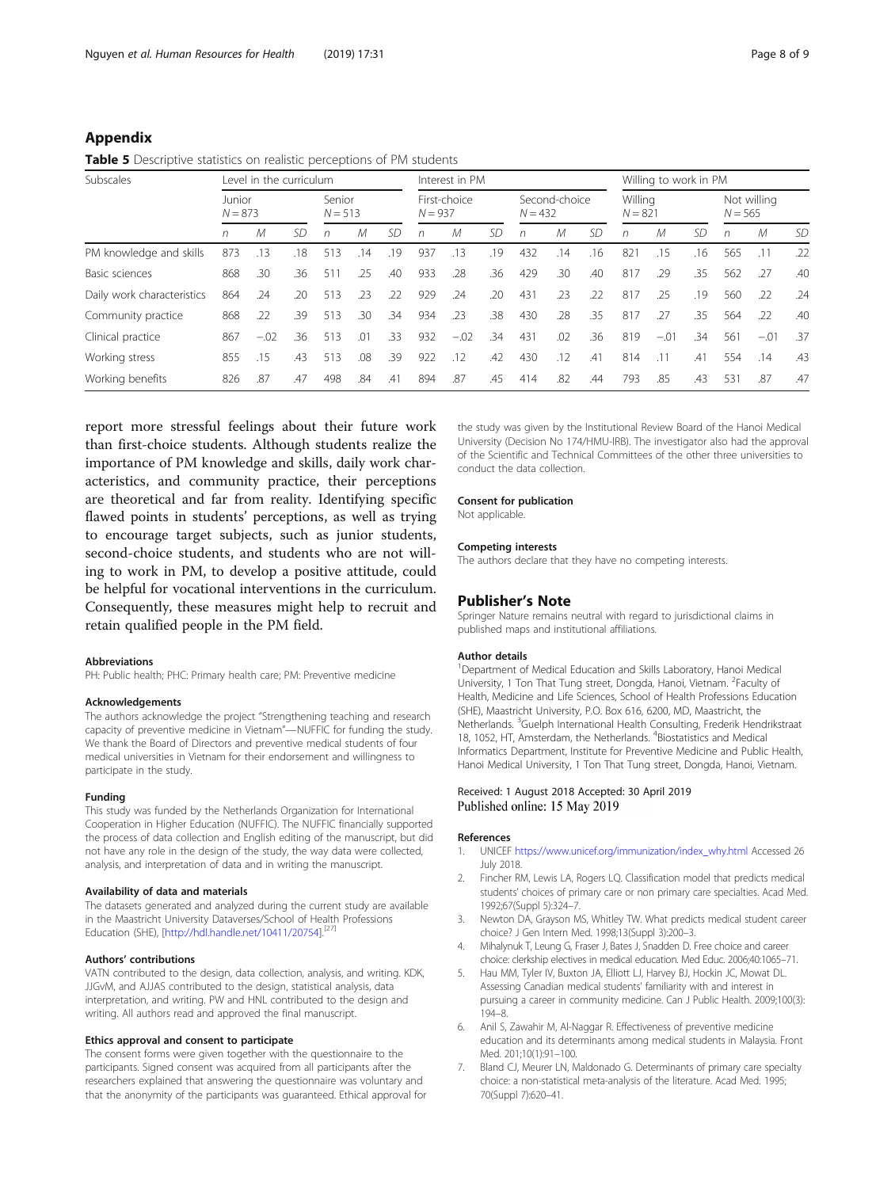## Appendix

**Table 5** Descriptive statistics on realistic perceptions of PM students

| Subscales | Level in the curriculum | | | | | | Interest in PM | | | | | | Willing to work in PM | | | | | |
|---|---|---|---|---|---|---|---|---|---|---|---|---|---|---|---|---|---|---|
| | Junior $N = 873$ | | | Senior $N = 513$ | | | First-choice $N = 937$ | | | Second-choice $N = 432$ | | | Willing $N = 821$ | | | Not willing $N = 565$ | | |
| | *n* | *M* | *SD* | *n* | *M* | *SD* | *n* | *M* | *SD* | *n* | *M* | *SD* | *n* | *M* | *SD* | *n* | *M* | *SD* |
| PM knowledge and skills | 873 | .13 | .18 | 513 | .14 | .19 | 937 | .13 | .19 | 432 | .14 | .16 | 821 | .15 | .16 | 565 | .11 | .22 |
| Basic sciences | 868 | .30 | .36 | 511 | .25 | .40 | 933 | .28 | .36 | 429 | .30 | .40 | 817 | .29 | .35 | 562 | .27 | .40 |
| Daily work characteristics | 864 | .24 | .20 | 513 | .23 | .22 | 929 | .24 | .20 | 431 | .23 | .22 | 817 | .25 | .19 | 560 | .22 | .24 |
| Community practice | 868 | .22 | .39 | 513 | .30 | .34 | 934 | .23 | .38 | 430 | .28 | .35 | 817 | .27 | .35 | 564 | .22 | .40 |
| Clinical practice | 867 | −.02 | .36 | 513 | .01 | .33 | 932 | −.02 | .34 | 431 | .02 | .36 | 819 | −.01 | .34 | 561 | −.01 | .37 |
| Working stress | 855 | .15 | .43 | 513 | .08 | .39 | 922 | .12 | .42 | 430 | .12 | .41 | 814 | .11 | .41 | 554 | .14 | .43 |
| Working benefits | 826 | .87 | .47 | 498 | .84 | .41 | 894 | .87 | .45 | 414 | .82 | .44 | 793 | .85 | .43 | 531 | .87 | .47 |

report more stressful feelings about their future work than first-choice students. Although students realize the importance of PM knowledge and skills, daily work characteristics, and community practice, their perceptions are theoretical and far from reality. Identifying specific flawed points in students' perceptions, as well as trying to encourage target subjects, such as junior students, second-choice students, and students who are not willing to work in PM, to develop a positive attitude, could be helpful for vocational interventions in the curriculum. Consequently, these measures might help to recruit and retain qualified people in the PM field.

#### Abbreviations

PH: Public health; PHC: Primary health care; PM: Preventive medicine

#### Acknowledgements

The authors acknowledge the project "Strengthening teaching and research capacity of preventive medicine in Vietnam"—NUFFIC for funding the study. We thank the Board of Directors and preventive medical students of four medical universities in Vietnam for their endorsement and willingness to participate in the study.

#### Funding

This study was funded by the Netherlands Organization for International Cooperation in Higher Education (NUFFIC). The NUFFIC financially supported the process of data collection and English editing of the manuscript, but did not have any role in the design of the study, the way data were collected, analysis, and interpretation of data and in writing the manuscript.

#### Availability of data and materials

The datasets generated and analyzed during the current study are available in the Maastricht University Dataverses/School of Health Professions Education (SHE), [http://hdl.handle.net/10411/20754].[27]

#### Authors' contributions

VATN contributed to the design, data collection, analysis, and writing. KDK, JJGvM, and AJJAS contributed to the design, statistical analysis, data interpretation, and writing. PW and HNL contributed to the design and writing. All authors read and approved the final manuscript.

#### Ethics approval and consent to participate

The consent forms were given together with the questionnaire to the participants. Signed consent was acquired from all participants after the researchers explained that answering the questionnaire was voluntary and that the anonymity of the participants was guaranteed. Ethical approval for the study was given by the Institutional Review Board of the Hanoi Medical University (Decision No 174/HMU-IRB). The investigator also had the approval of the Scientific and Technical Committees of the other three universities to conduct the data collection.

#### Consent for publication

Not applicable.

#### Competing interests

The authors declare that they have no competing interests.

### Publisher's Note

Springer Nature remains neutral with regard to jurisdictional claims in published maps and institutional affiliations.

#### Author details

[1]Department of Medical Education and Skills Laboratory, Hanoi Medical University, 1 Ton That Tung street, Dongda, Hanoi, Vietnam. [2]Faculty of Health, Medicine and Life Sciences, School of Health Professions Education (SHE), Maastricht University, P.O. Box 616, 6200, MD, Maastricht, the Netherlands. [3]Guelph International Health Consulting, Frederik Hendrikstraat 18, 1052, HT, Amsterdam, the Netherlands. [4]Biostatistics and Medical Informatics Department, Institute for Preventive Medicine and Public Health, Hanoi Medical University, 1 Ton That Tung street, Dongda, Hanoi, Vietnam.

Received: 1 August 2018 Accepted: 30 April 2019
Published online: 15 May 2019

#### References

1. UNICEF https://www.unicef.org/immunization/index_why.html Accessed 26 July 2018.
2. Fincher RM, Lewis LA, Rogers LQ. Classification model that predicts medical students' choices of primary care or non primary care specialties. Acad Med. 1992;67(Suppl 5):324–7.
3. Newton DA, Grayson MS, Whitley TW. What predicts medical student career choice? J Gen Intern Med. 1998;13(Suppl 3):200–3.
4. Mihalynuk T, Leung G, Fraser J, Bates J, Snadden D. Free choice and career choice: clerkship electives in medical education. Med Educ. 2006;40:1065–71.
5. Hau MM, Tyler IV, Buxton JA, Elliott LJ, Harvey BJ, Hockin JC, Mowat DL. Assessing Canadian medical students' familiarity with and interest in pursuing a career in community medicine. Can J Public Health. 2009;100(3): 194–8.
6. Anil S, Zawahir M, Al-Naggar R. Effectiveness of preventive medicine education and its determinants among medical students in Malaysia. Front Med. 201;10(1):91–100.
7. Bland CJ, Meurer LN, Maldonado G. Determinants of primary care specialty choice: a non-statistical meta-analysis of the literature. Acad Med. 1995; 70(Suppl 7):620–41.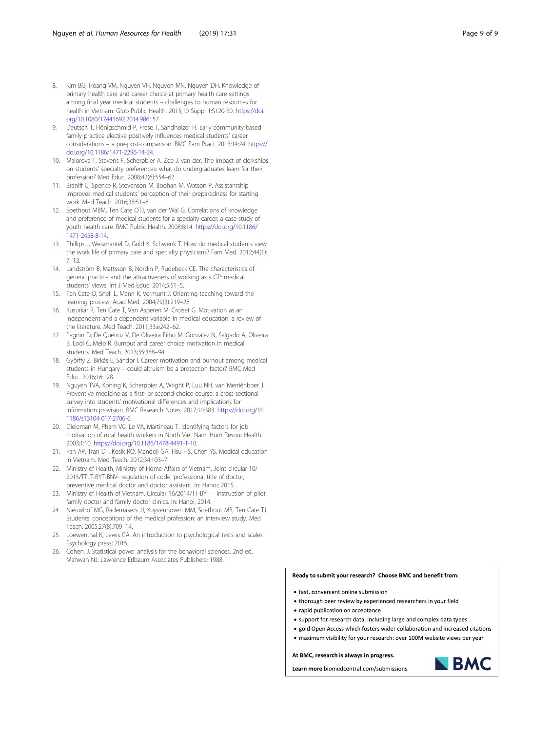8. Kim BG, Hoang VM, Nguyen VH, Nguyen MN, Nguyen DH. Knowledge of primary health care and career choice at primary health care settings among final year medical students – challenges to human resources for health in Vietnam. Glob Public Health. 2015;10 Suppl 1:S120-30. https://doi.org/10.1080/17441692.2014.986157.
9. Deutsch T, Hönigschmid P, Frese T, Sandholzer H. Early community-based family practice elective positively influences medical students' career considerations – a pre-post-comparison. BMC Fam Pract. 2013;14:24. https://doi.org/10.1186/1471-2296-14-24.
10. Maiorova T, Stevens F, Scherpbier A. Zee J. van der. The impact of clerkships on students' specialty preferences: what do undergraduates learn for their profession? Med Educ. 2008;42(6):554–62.
11. Braniff C, Spence R, Stevenson M, Boohan M, Watson P. Assistantship improves medical students' perception of their preparedness for starting work. Med Teach. 2016;38:51–8.
12. Soethout MBM, Ten Cate OTJ, van der Wal G. Correlations of knowledge and preference of medical students for a specialty career: a case-study of youth health care. BMC Public Health. 2008;8:14. https://doi.org/10.1186/1471-2458-8-14.
13. Phillips J, Weismantel D, Gold K, Schwenk T. How do medical students view the work life of primary care and specialty physicians? Fam Med. 2012;44(1):7–13.
14. Landström B, Mattsson B, Nordin P, Rudebeck CE. The characteristics of general practice and the attractiveness of working as a GP: medical students' views. Int J Med Educ. 2014;5:51–5.
15. Ten Cate O, Snell L, Mann K, Vermunt J. Orienting teaching toward the learning process. Acad Med. 2004;79(3):219–28.
16. Kusurkar R, Ten Cate T, Van Asperen M, Croiset G. Motivation as an independent and a dependent variable in medical education: a review of the literature. Med Teach. 2011;33:e242–62.
17. Pagnin D, De Queiroz V, De Oliveira Filho M, Gonzalez N, Salgado A, Oliveira B, Lodi C, Melo R. Burnout and career choice motivation in medical students. Med Teach. 2013;35:388–94.
18. Győrffy Z, Birkás E, Sándor I. Career motivation and burnout among medical students in Hungary – could altruism be a protection factor? BMC Med Educ. 2016;16:128.
19. Nguyen TVA, Koning K, Scherpbier A, Wright P, Luu NH, van Merriënboer J. Preventive medicine as a first- or second-choice course: a cross-sectional survey into students' motivational differences and implications for information provision. BMC Research Notes. 2017;10:383. https://doi.org/10.1186/s13104-017-2706-6.
20. Dieleman M, Pham VC, Le VA, Martineau T. Identifying factors for job motivation of rural health workers in North Viet Nam. Hum Resour Health. 2003;1:10. https://doi.org/10.1186/1478-4491-1-10.
21. Fan AP, Tran DT, Kosik RO, Mandell GA, Hsu HS, Chen YS. Medical education in Vietnam. Med Teach. 2012;34:103–7.
22. Ministry of Health, Ministry of Home Affairs of Vietnam. Joint circular 10/2015/TTLT-BYT-BNV- regulation of code, professional title of doctor, preventive medical doctor and doctor assistant. In: Hanoi; 2015.
23. Ministry of Health of Vietnam. Circular 16/2014/TT-BYT – instruction of pilot family doctor and family doctor clinics. In: Hanoi; 2014.
24. Nieuwhof MG, Rademakers JJ, Kuyvenhoven MM, Soethout MB, Ten Cate TJ. Students' conceptions of the medical profession: an interview study. Med Teach. 2005;27(8):709–14.
25. Loewenthal K, Lewis CA. An introduction to psychological tests and scales. Psychology press; 2015.
26. Cohen, J. Statistical power analysis for the behavioral sciences. 2nd ed. Mahwah NJ: Lawrence Erlbaum Associates Publishers; 1988.

**Ready to submit your research? Choose BMC and benefit from:**

- fast, convenient online submission
- thorough peer review by experienced researchers in your field
- rapid publication on acceptance
- support for research data, including large and complex data types
- gold Open Access which fosters wider collaboration and increased citations
- maximum visibility for your research: over 100M website views per year

**At BMC, research is always in progress.**

**Learn more** biomedcentral.com/submissions

BMC